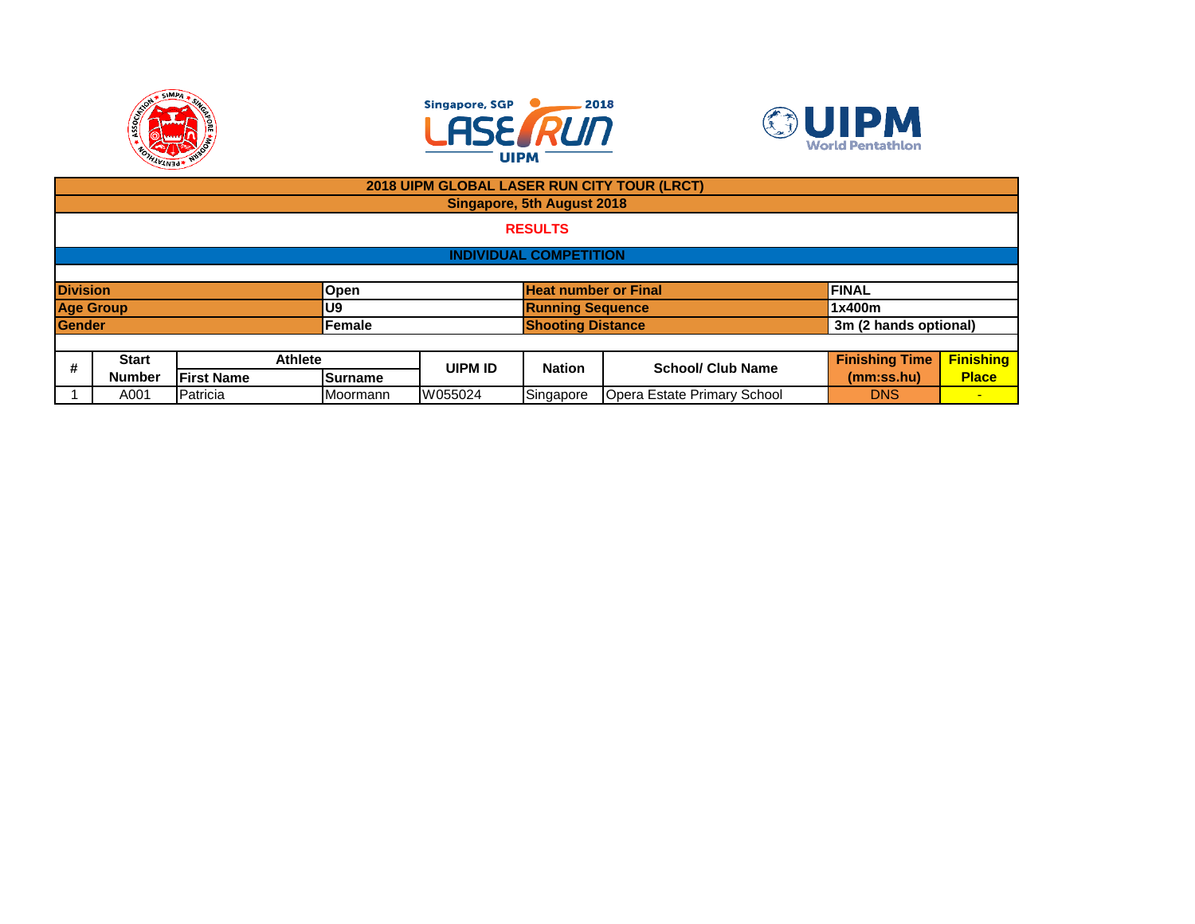# 2018 UIPM GLOBAL LASER RUN CITY TOUR (LRCT)

## Singapore, 5th August 2018

**RESULTS**

**INDIVIDUAL COMPETITION**

| | | | |
|---|---|---|---|
| **Division** | **Open** | **Heat number or Final** | **FINAL** |
| **Age Group** | **U9** | **Running Sequence** | **1x400m** |
| **Gender** | **Female** | **Shooting Distance** | **3m (2 hands optional)** |

| # | Start Number | Athlete | | UIPM ID | Nation | School/ Club Name | Finishing Time (mm:ss.hu) | Finishing Place |
|---|---|---|---|---|---|---|---|---|
| | | First Name | Surname | | | | | |
| 1 | A001 | Patricia | Moormann | W055024 | Singapore | Opera Estate Primary School | DNS | - |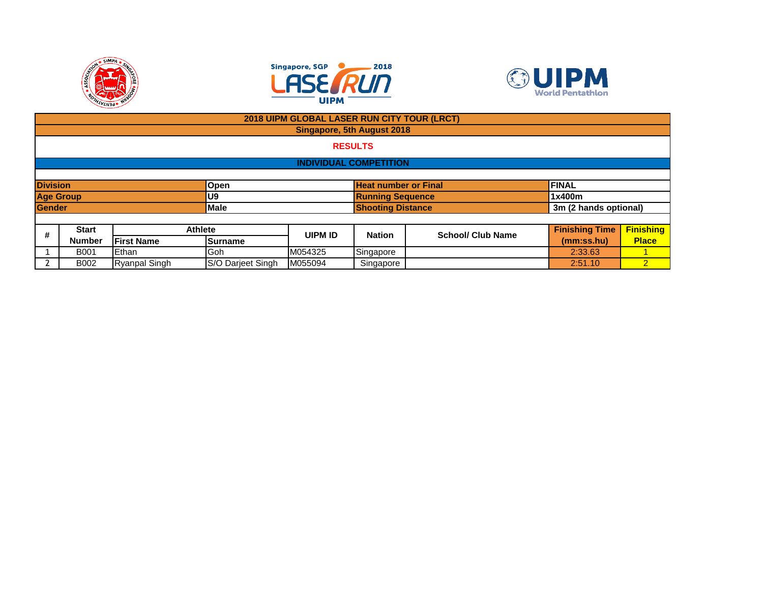# 2018 UIPM GLOBAL LASER RUN CITY TOUR (LRCT)

## Singapore, 5th August 2018

**RESULTS**

**INDIVIDUAL COMPETITION**

| | | | |
|---|---|---|---|
| **Division** | **Open** | **Heat number or Final** | **FINAL** |
| **Age Group** | **U9** | **Running Sequence** | **1x400m** |
| **Gender** | **Male** | **Shooting Distance** | **3m (2 hands optional)** |

| # | Start Number | Athlete | | UIPM ID | Nation | School/ Club Name | Finishing Time (mm:ss.hu) | Finishing Place |
|---|---|---|---|---|---|---|---|---|
| | | First Name | Surname | | | | | |
| 1 | B001 | Ethan | Goh | M054325 | Singapore | | 2:33.63 | 1 |
| 2 | B002 | Ryanpal Singh | S/O Darjeet Singh | M055094 | Singapore | | 2:51.10 | 2 |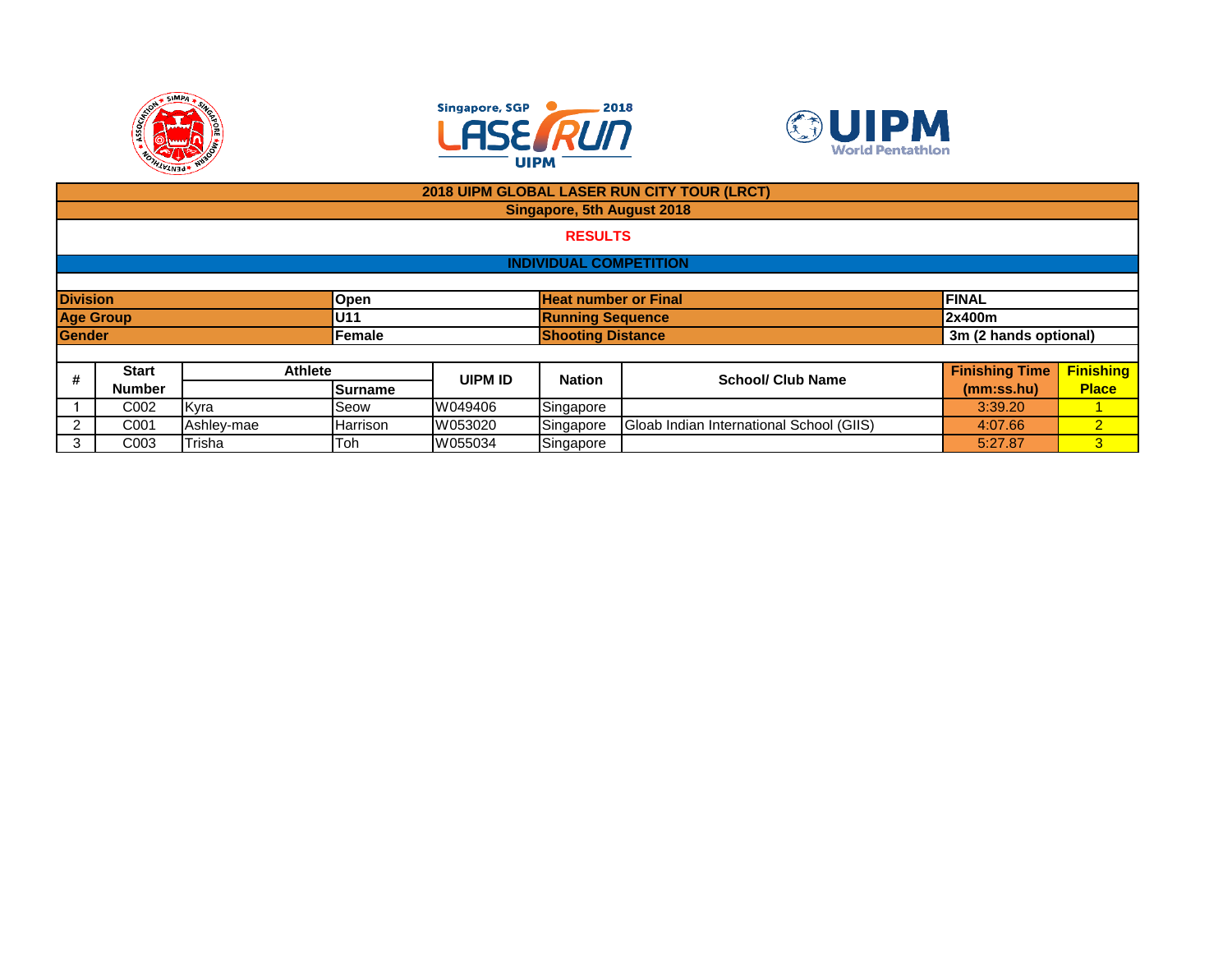**2018 UIPM GLOBAL LASER RUN CITY TOUR (LRCT)**

**Singapore, 5th August 2018**

## RESULTS

### INDIVIDUAL COMPETITION

| | | | |
|---|---|---|---|
| **Division** | **Open** | **Heat number or Final** | **FINAL** |
| **Age Group** | **U11** | **Running Sequence** | **2x400m** |
| **Gender** | **Female** | **Shooting Distance** | **3m (2 hands optional)** |

| # | Start Number | Athlete | Surname | UIPM ID | Nation | School/ Club Name | Finishing Time (mm:ss.hu) | Finishing Place |
|---|---|---|---|---|---|---|---|---|
| 1 | C002 | Kyra | Seow | W049406 | Singapore | | 3:39.20 | 1 |
| 2 | C001 | Ashley-mae | Harrison | W053020 | Singapore | Gloab Indian International School (GIIS) | 4:07.66 | 2 |
| 3 | C003 | Trisha | Toh | W055034 | Singapore | | 5:27.87 | 3 |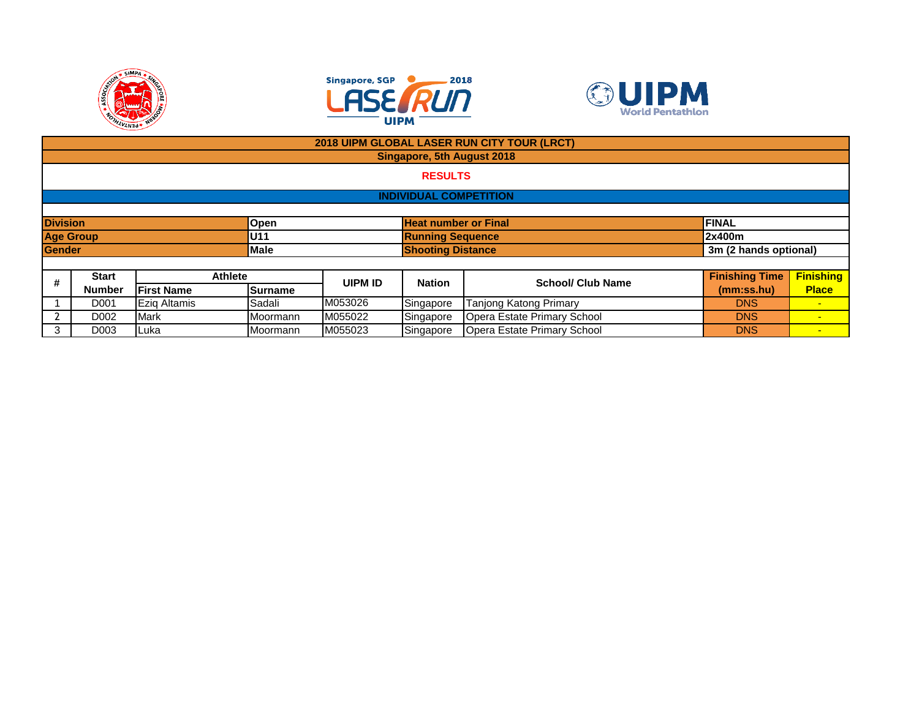# 2018 UIPM GLOBAL LASER RUN CITY TOUR (LRCT)

**Singapore, 5th August 2018**

## RESULTS

### INDIVIDUAL COMPETITION

| | | | |
|---|---|---|---|
| **Division** | **Open** | **Heat number or Final** | **FINAL** |
| **Age Group** | **U11** | **Running Sequence** | **2x400m** |
| **Gender** | **Male** | **Shooting Distance** | **3m (2 hands optional)** |

| # | Start Number | Athlete | | UIPM ID | Nation | School/ Club Name | Finishing Time (mm:ss.hu) | Finishing Place |
|---|---|---|---|---|---|---|---|---|
| | | First Name | Surname | | | | | |
| 1 | D001 | Eziq Altamis | Sadali | M053026 | Singapore | Tanjong Katong Primary | DNS | - |
| 2 | D002 | Mark | Moormann | M055022 | Singapore | Opera Estate Primary School | DNS | - |
| 3 | D003 | Luka | Moormann | M055023 | Singapore | Opera Estate Primary School | DNS | - |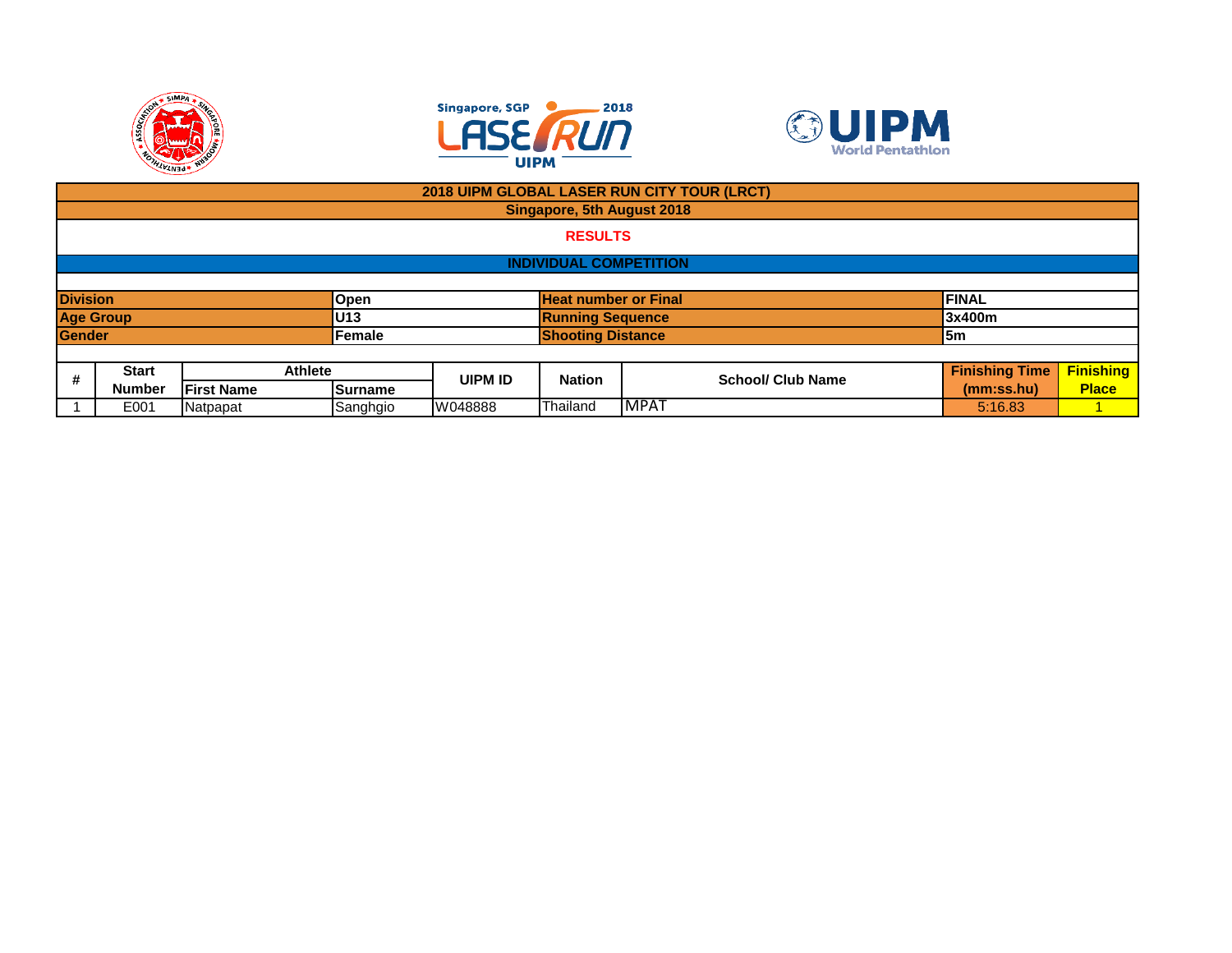# 2018 UIPM GLOBAL LASER RUN CITY TOUR (LRCT)

## Singapore, 5th August 2018

## RESULTS

### INDIVIDUAL COMPETITION

| | | | |
|---|---|---|---|
| **Division** | **Open** | **Heat number or Final** | **FINAL** |
| **Age Group** | **U13** | **Running Sequence** | **3x400m** |
| **Gender** | **Female** | **Shooting Distance** | **5m** |

| # | Start Number | Athlete | | UIPM ID | Nation | School/ Club Name | Finishing Time (mm:ss.hu) | Finishing Place |
|---|---|---|---|---|---|---|---|---|
| | | First Name | Surname | | | | | |
| 1 | E001 | Natpapat | Sanghgio | W048888 | Thailand | MPAT | 5:16.83 | 1 |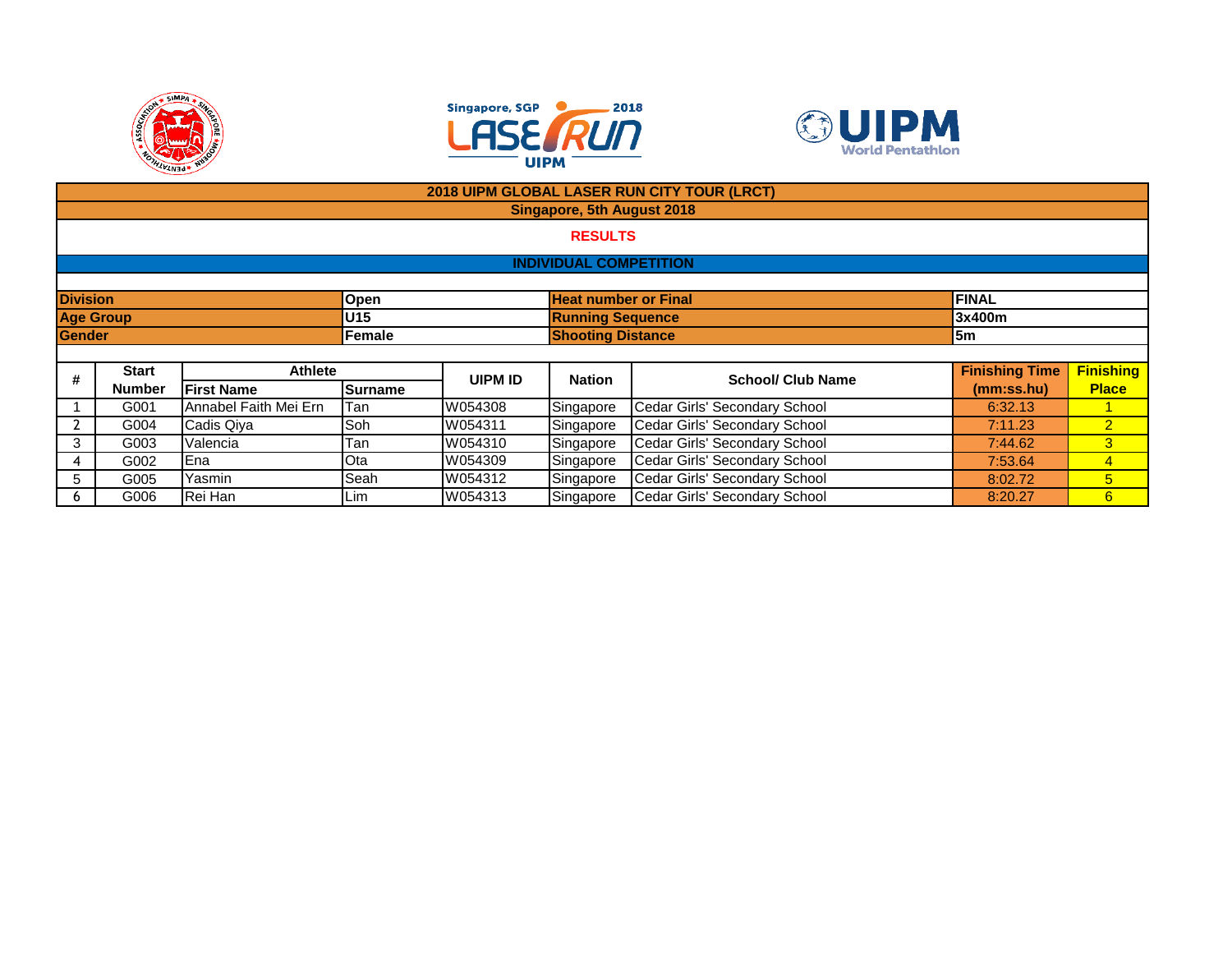# 2018 UIPM GLOBAL LASER RUN CITY TOUR (LRCT)

## Singapore, 5th August 2018

**RESULTS**

**INDIVIDUAL COMPETITION**

| | | | |
|---|---|---|---|
| **Division** | **Open** | **Heat number or Final** | **FINAL** |
| **Age Group** | **U15** | **Running Sequence** | **3x400m** |
| **Gender** | **Female** | **Shooting Distance** | **5m** |

| # | Start Number | Athlete | | UIPM ID | Nation | School/ Club Name | Finishing Time (mm:ss.hu) | Finishing Place |
|---|---|---|---|---|---|---|---|---|
| | | First Name | Surname | | | | | |
| 1 | G001 | Annabel Faith Mei Ern | Tan | W054308 | Singapore | Cedar Girls' Secondary School | 6:32.13 | 1 |
| 2 | G004 | Cadis Qiya | Soh | W054311 | Singapore | Cedar Girls' Secondary School | 7:11.23 | 2 |
| 3 | G003 | Valencia | Tan | W054310 | Singapore | Cedar Girls' Secondary School | 7:44.62 | 3 |
| 4 | G002 | Ena | Ota | W054309 | Singapore | Cedar Girls' Secondary School | 7:53.64 | 4 |
| 5 | G005 | Yasmin | Seah | W054312 | Singapore | Cedar Girls' Secondary School | 8:02.72 | 5 |
| 6 | G006 | Rei Han | Lim | W054313 | Singapore | Cedar Girls' Secondary School | 8:20.27 | 6 |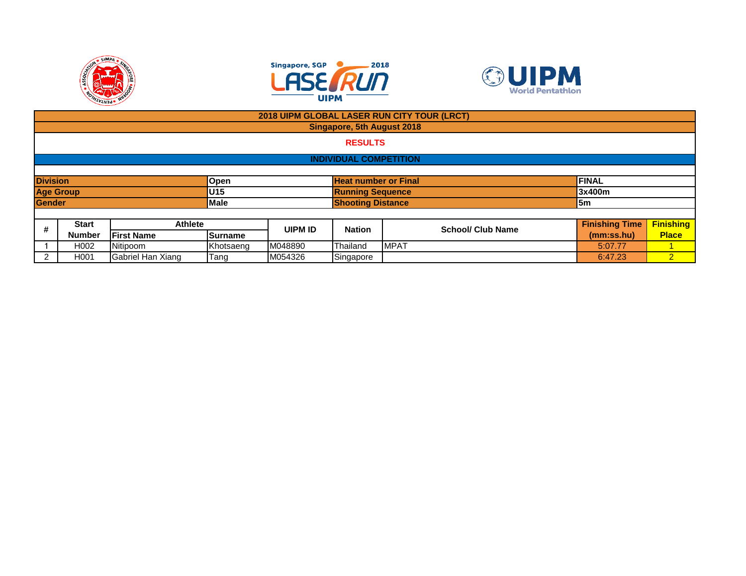# 2018 UIPM GLOBAL LASER RUN CITY TOUR (LRCT)

## Singapore, 5th August 2018

**RESULTS**

**INDIVIDUAL COMPETITION**

| | | | |
|---|---|---|---|
| **Division** | **Open** | **Heat number or Final** | **FINAL** |
| **Age Group** | **U15** | **Running Sequence** | **3x400m** |
| **Gender** | **Male** | **Shooting Distance** | **5m** |

| # | Start Number | Athlete | | UIPM ID | Nation | School/ Club Name | Finishing Time (mm:ss.hu) | Finishing Place |
|---|---|---|---|---|---|---|---|---|
| | | First Name | Surname | | | | | |
| 1 | H002 | Nitipoom | Khotsaeng | M048890 | Thailand | MPAT | 5:07.77 | 1 |
| 2 | H001 | Gabriel Han Xiang | Tang | M054326 | Singapore | | 6:47.23 | 2 |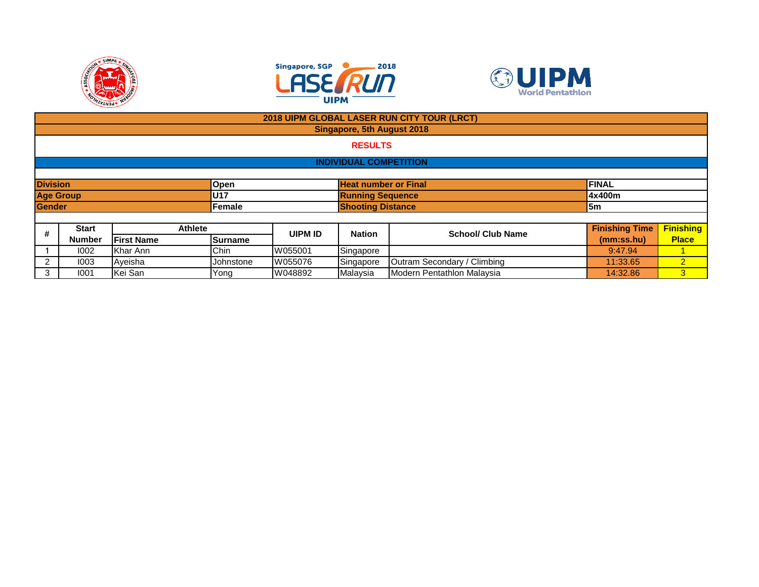# 2018 UIPM GLOBAL LASER RUN CITY TOUR (LRCT)

## Singapore, 5th August 2018

**RESULTS**

**INDIVIDUAL COMPETITION**

| | | | |
|---|---|---|---|
| **Division** | **Open** | **Heat number or Final** | **FINAL** |
| **Age Group** | **U17** | **Running Sequence** | **4x400m** |
| **Gender** | **Female** | **Shooting Distance** | **5m** |

| # | Start Number | Athlete | | UIPM ID | Nation | School/ Club Name | Finishing Time (mm:ss.hu) | Finishing Place |
|---|---|---|---|---|---|---|---|---|
| | | First Name | Surname | | | | | |
| 1 | I002 | Khar Ann | Chin | W055001 | Singapore | | 9:47.94 | 1 |
| 2 | I003 | Ayeisha | Johnstone | W055076 | Singapore | Outram Secondary / Climbing | 11:33.65 | 2 |
| 3 | I001 | Kei San | Yong | W048892 | Malaysia | Modern Pentathlon Malaysia | 14:32.86 | 3 |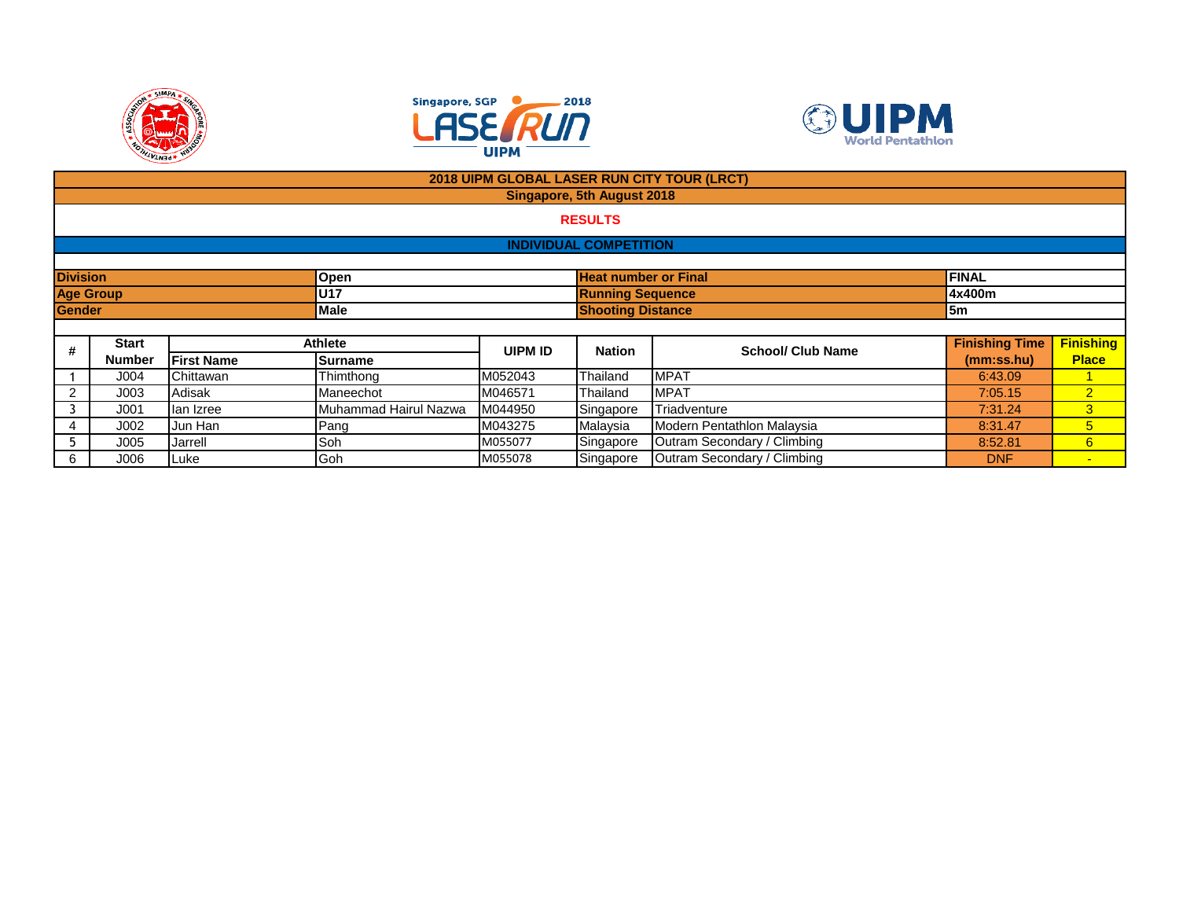**2018 UIPM GLOBAL LASER RUN CITY TOUR (LRCT)**

**Singapore, 5th August 2018**

**RESULTS**

**INDIVIDUAL COMPETITION**

| | | | |
|---|---|---|---|
| **Division** | **Open** | **Heat number or Final** | **FINAL** |
| **Age Group** | **U17** | **Running Sequence** | **4x400m** |
| **Gender** | **Male** | **Shooting Distance** | **5m** |

| # | Start Number | Athlete | | UIPM ID | Nation | School/ Club Name | Finishing Time (mm:ss.hu) | Finishing Place |
|---|---|---|---|---|---|---|---|---|
| | | **First Name** | **Surname** | | | | | |
| 1 | J004 | Chittawan | Thimthong | M052043 | Thailand | MPAT | 6:43.09 | 1 |
| 2 | J003 | Adisak | Maneechot | M046571 | Thailand | MPAT | 7:05.15 | 2 |
| 3 | J001 | Ian Izree | Muhammad Hairul Nazwa | M044950 | Singapore | Triadventure | 7:31.24 | 3 |
| 4 | J002 | Jun Han | Pang | M043275 | Malaysia | Modern Pentathlon Malaysia | 8:31.47 | 5 |
| 5 | J005 | Jarrell | Soh | M055077 | Singapore | Outram Secondary / Climbing | 8:52.81 | 6 |
| 6 | J006 | Luke | Goh | M055078 | Singapore | Outram Secondary / Climbing | DNF | - |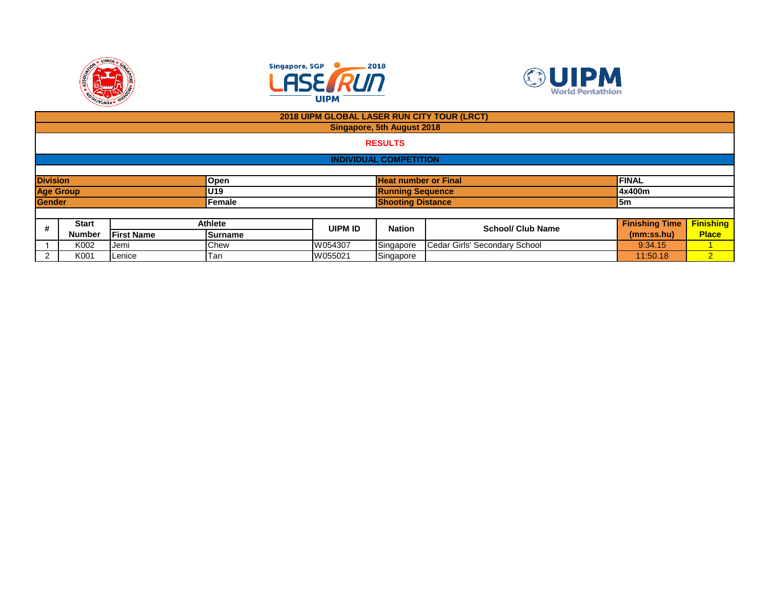## 2018 UIPM GLOBAL LASER RUN CITY TOUR (LRCT)

**Singapore, 5th August 2018**

**RESULTS**

**INDIVIDUAL COMPETITION**

| | | | |
|---|---|---|---|
| **Division** | **Open** | **Heat number or Final** | **FINAL** |
| **Age Group** | **U19** | **Running Sequence** | **4x400m** |
| **Gender** | **Female** | **Shooting Distance** | **5m** |

| # | Start Number | Athlete First Name | Athlete Surname | UIPM ID | Nation | School/ Club Name | Finishing Time (mm:ss.hu) | Finishing Place |
|---|---|---|---|---|---|---|---|---|
| 1 | K002 | Jemi | Chew | W054307 | Singapore | Cedar Girls' Secondary School | 9:34.15 | 1 |
| 2 | K001 | Lenice | Tan | W055021 | Singapore | | 11:50.18 | 2 |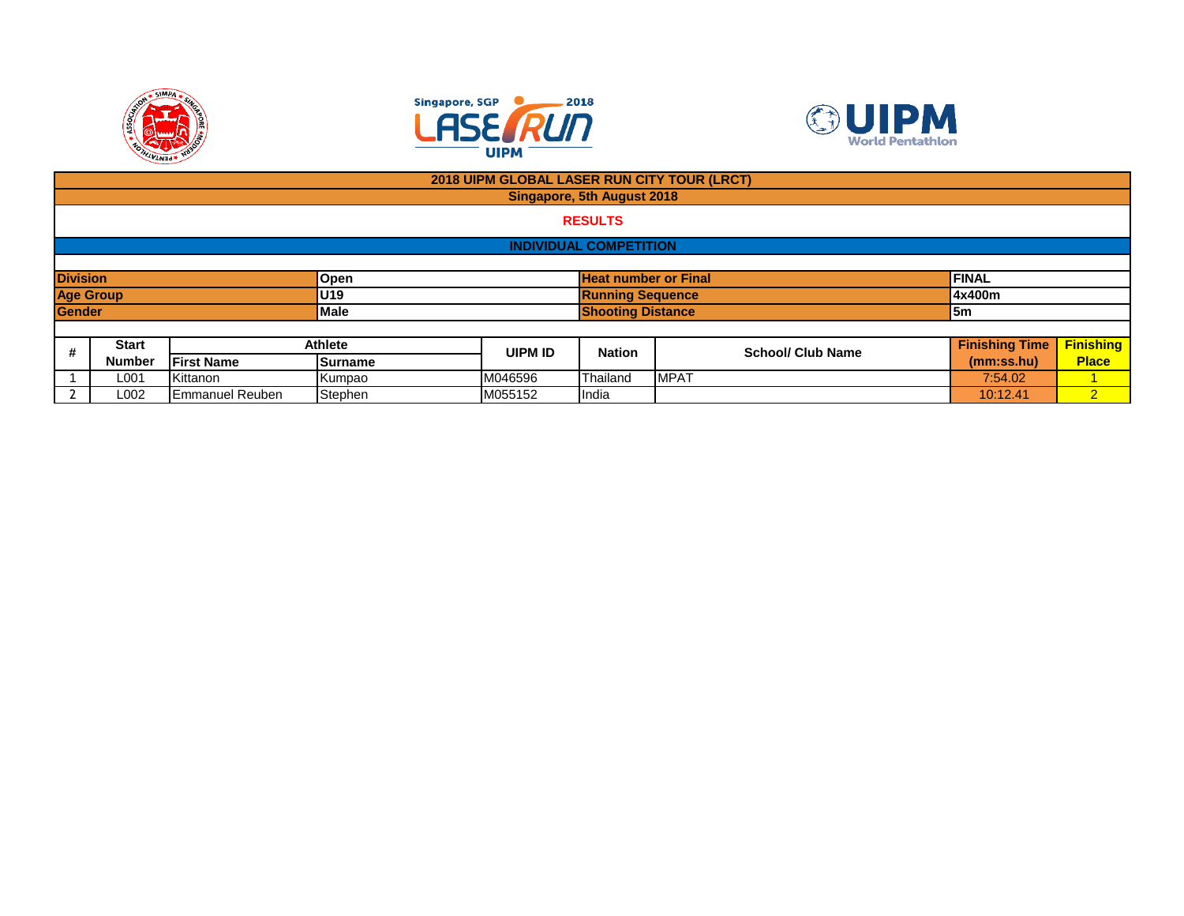## 2018 UIPM GLOBAL LASER RUN CITY TOUR (LRCT)

**Singapore, 5th August 2018**

**RESULTS**

**INDIVIDUAL COMPETITION**

| | | | |
|---|---|---|---|
| **Division** | **Open** | **Heat number or Final** | **FINAL** |
| **Age Group** | **U19** | **Running Sequence** | **4x400m** |
| **Gender** | **Male** | **Shooting Distance** | **5m** |

| # | Start Number | Athlete | | UIPM ID | Nation | School/ Club Name | Finishing Time (mm:ss.hu) | Finishing Place |
|---|---|---|---|---|---|---|---|---|
| | | First Name | Surname | | | | | |
| 1 | L001 | Kittanon | Kumpao | M046596 | Thailand | MPAT | 7:54.02 | 1 |
| 2 | L002 | Emmanuel Reuben | Stephen | M055152 | India | | 10:12.41 | 2 |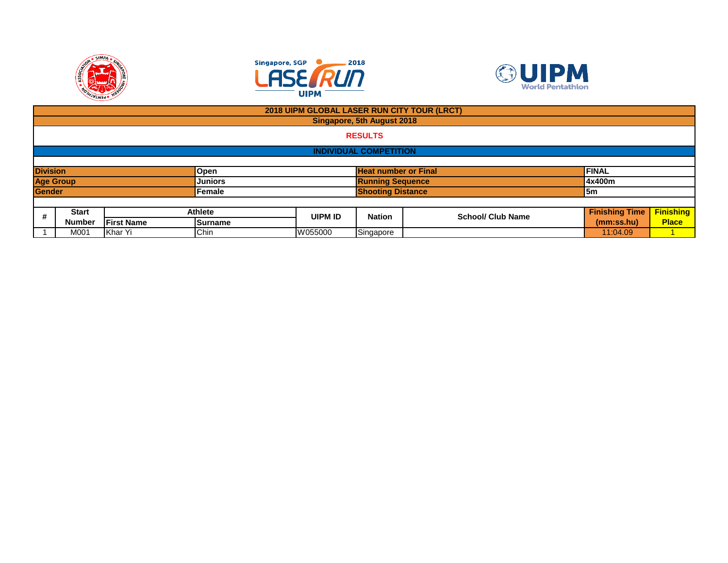## 2018 UIPM GLOBAL LASER RUN CITY TOUR (LRCT)

**Singapore, 5th August 2018**

**RESULTS**

**INDIVIDUAL COMPETITION**

| | | | |
|---|---|---|---|
| **Division** | **Open** | **Heat number or Final** | **FINAL** |
| **Age Group** | **Juniors** | **Running Sequence** | **4x400m** |
| **Gender** | **Female** | **Shooting Distance** | **5m** |

| # | Start Number | Athlete | | UIPM ID | Nation | School/ Club Name | Finishing Time (mm:ss.hu) | Finishing Place |
|---|---|---|---|---|---|---|---|---|
| | | First Name | Surname | | | | | |
| 1 | M001 | Khar Yi | Chin | W055000 | Singapore | | 11:04.09 | 1 |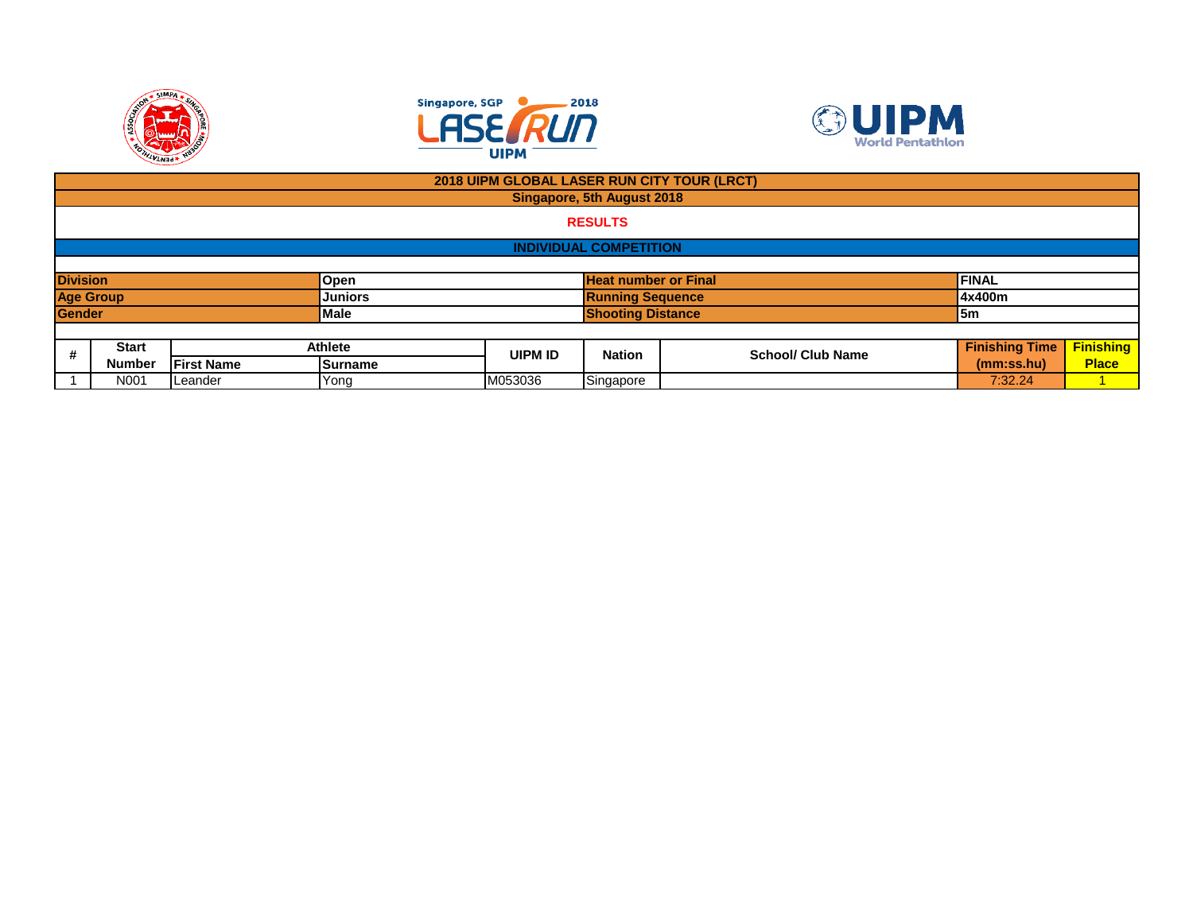## 2018 UIPM GLOBAL LASER RUN CITY TOUR (LRCT)

**Singapore, 5th August 2018**

**RESULTS**

**INDIVIDUAL COMPETITION**

| | | | |
|---|---|---|---|
| **Division** | **Open** | **Heat number or Final** | **FINAL** |
| **Age Group** | **Juniors** | **Running Sequence** | **4x400m** |
| **Gender** | **Male** | **Shooting Distance** | **5m** |

| # | Start Number | Athlete | | UIPM ID | Nation | School/ Club Name | Finishing Time (mm:ss.hu) | Finishing Place |
|---|---|---|---|---|---|---|---|---|
| | | First Name | Surname | | | | | |
| 1 | N001 | Leander | Yong | M053036 | Singapore | | 7:32.24 | 1 |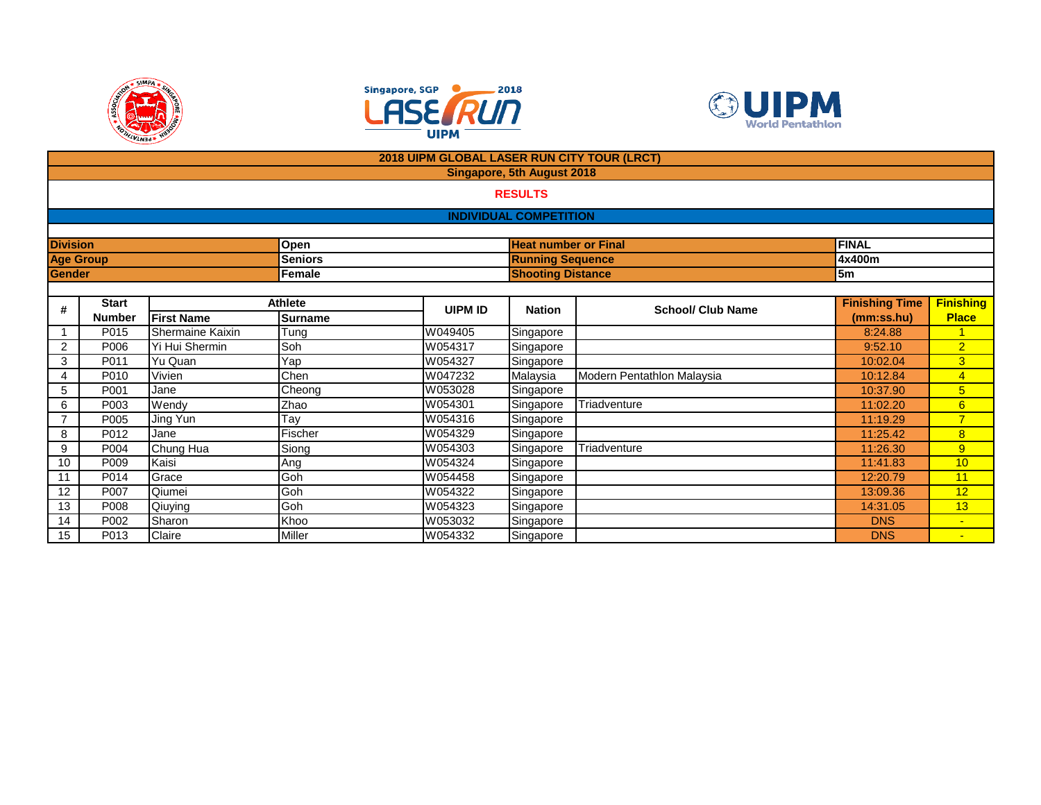# 2018 UIPM GLOBAL LASER RUN CITY TOUR (LRCT)

## Singapore, 5th August 2018

## RESULTS

### INDIVIDUAL COMPETITION

| | | | |
|---|---|---|---|
| **Division** | **Open** | **Heat number or Final** | **FINAL** |
| **Age Group** | **Seniors** | **Running Sequence** | **4x400m** |
| **Gender** | **Female** | **Shooting Distance** | **5m** |

| # | Start Number | Athlete First Name | Athlete Surname | UIPM ID | Nation | School/ Club Name | Finishing Time (mm:ss.hu) | Finishing Place |
|---|---|---|---|---|---|---|---|---|
| 1 | P015 | Shermaine Kaixin | Tung | W049405 | Singapore | | 8:24.88 | 1 |
| 2 | P006 | Yi Hui Shermin | Soh | W054317 | Singapore | | 9:52.10 | 2 |
| 3 | P011 | Yu Quan | Yap | W054327 | Singapore | | 10:02.04 | 3 |
| 4 | P010 | Vivien | Chen | W047232 | Malaysia | Modern Pentathlon Malaysia | 10:12.84 | 4 |
| 5 | P001 | Jane | Cheong | W053028 | Singapore | | 10:37.90 | 5 |
| 6 | P003 | Wendy | Zhao | W054301 | Singapore | Triadventure | 11:02.20 | 6 |
| 7 | P005 | Jing Yun | Tay | W054316 | Singapore | | 11:19.29 | 7 |
| 8 | P012 | Jane | Fischer | W054329 | Singapore | | 11:25.42 | 8 |
| 9 | P004 | Chung Hua | Siong | W054303 | Singapore | Triadventure | 11:26.30 | 9 |
| 10 | P009 | Kaisi | Ang | W054324 | Singapore | | 11:41.83 | 10 |
| 11 | P014 | Grace | Goh | W054458 | Singapore | | 12:20.79 | 11 |
| 12 | P007 | Qiumei | Goh | W054322 | Singapore | | 13:09.36 | 12 |
| 13 | P008 | Qiuying | Goh | W054323 | Singapore | | 14:31.05 | 13 |
| 14 | P002 | Sharon | Khoo | W053032 | Singapore | | DNS | - |
| 15 | P013 | Claire | Miller | W054332 | Singapore | | DNS | - |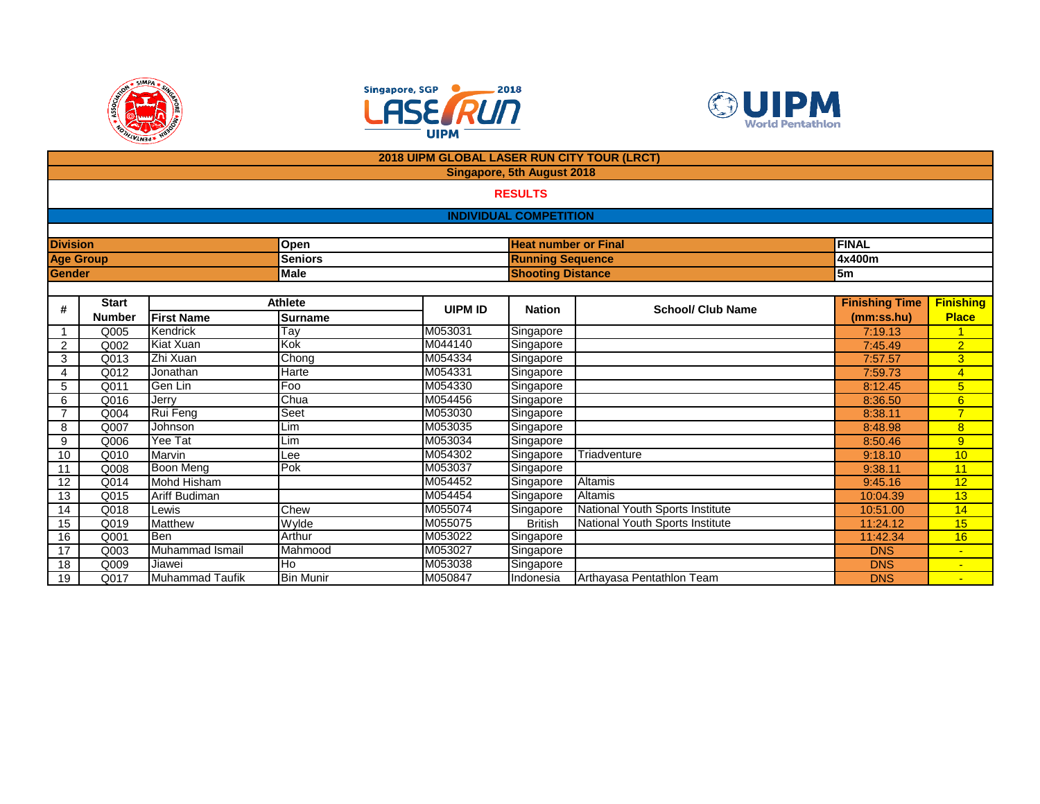**2018 UIPM GLOBAL LASER RUN CITY TOUR (LRCT)**

**Singapore, 5th August 2018**

**RESULTS**

**INDIVIDUAL COMPETITION**

| | | | |
|---|---|---|---|
| **Division** | **Open** | **Heat number or Final** | **FINAL** |
| **Age Group** | **Seniors** | **Running Sequence** | **4x400m** |
| **Gender** | **Male** | **Shooting Distance** | **5m** |

| # | Start Number | Athlete | | UIPM ID | Nation | School/ Club Name | Finishing Time (mm:ss.hu) | Finishing Place |
|---|---|---|---|---|---|---|---|---|
| | | First Name | Surname | | | | | |
| 1 | Q005 | Kendrick | Tay | M053031 | Singapore | | 7:19.13 | 1 |
| 2 | Q002 | Kiat Xuan | Kok | M044140 | Singapore | | 7:45.49 | 2 |
| 3 | Q013 | Zhi Xuan | Chong | M054334 | Singapore | | 7:57.57 | 3 |
| 4 | Q012 | Jonathan | Harte | M054331 | Singapore | | 7:59.73 | 4 |
| 5 | Q011 | Gen Lin | Foo | M054330 | Singapore | | 8:12.45 | 5 |
| 6 | Q016 | Jerry | Chua | M054456 | Singapore | | 8:36.50 | 6 |
| 7 | Q004 | Rui Feng | Seet | M053030 | Singapore | | 8:38.11 | 7 |
| 8 | Q007 | Johnson | Lim | M053035 | Singapore | | 8:48.98 | 8 |
| 9 | Q006 | Yee Tat | Lim | M053034 | Singapore | | 8:50.46 | 9 |
| 10 | Q010 | Marvin | Lee | M054302 | Singapore | Triadventure | 9:18.10 | 10 |
| 11 | Q008 | Boon Meng | Pok | M053037 | Singapore | | 9:38.11 | 11 |
| 12 | Q014 | Mohd Hisham | | M054452 | Singapore | Altamis | 9:45.16 | 12 |
| 13 | Q015 | Ariff Budiman | | M054454 | Singapore | Altamis | 10:04.39 | 13 |
| 14 | Q018 | Lewis | Chew | M055074 | Singapore | National Youth Sports Institute | 10:51.00 | 14 |
| 15 | Q019 | Matthew | Wylde | M055075 | British | National Youth Sports Institute | 11:24.12 | 15 |
| 16 | Q001 | Ben | Arthur | M053022 | Singapore | | 11:42.34 | 16 |
| 17 | Q003 | Muhammad Ismail | Mahmood | M053027 | Singapore | | DNS | - |
| 18 | Q009 | Jiawei | Ho | M053038 | Singapore | | DNS | - |
| 19 | Q017 | Muhammad Taufik | Bin Munir | M050847 | Indonesia | Arthayasa Pentathlon Team | DNS | - |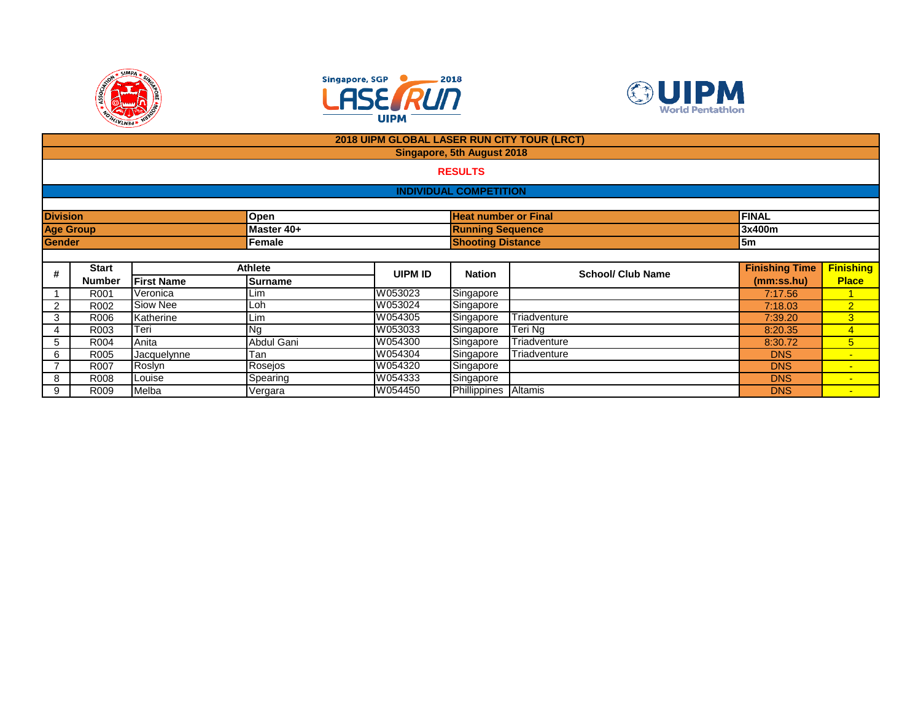**2018 UIPM GLOBAL LASER RUN CITY TOUR (LRCT)**

**Singapore, 5th August 2018**

**RESULTS**

**INDIVIDUAL COMPETITION**

| | | | |
|---|---|---|---|
| **Division** | **Open** | **Heat number or Final** | **FINAL** |
| **Age Group** | **Master 40+** | **Running Sequence** | **3x400m** |
| **Gender** | **Female** | **Shooting Distance** | **5m** |

| # | Start Number | Athlete | | UIPM ID | Nation | School/ Club Name | Finishing Time (mm:ss.hu) | Finishing Place |
|---|---|---|---|---|---|---|---|---|
| | | First Name | Surname | | | | | |
| 1 | R001 | Veronica | Lim | W053023 | Singapore | | 7:17.56 | 1 |
| 2 | R002 | Siow Nee | Loh | W053024 | Singapore | | 7:18.03 | 2 |
| 3 | R006 | Katherine | Lim | W054305 | Singapore | Triadventure | 7:39.20 | 3 |
| 4 | R003 | Teri | Ng | W053033 | Singapore | Teri Ng | 8:20.35 | 4 |
| 5 | R004 | Anita | Abdul Gani | W054300 | Singapore | Triadventure | 8:30.72 | 5 |
| 6 | R005 | Jacquelynne | Tan | W054304 | Singapore | Triadventure | DNS | - |
| 7 | R007 | Roslyn | Rosejos | W054320 | Singapore | | DNS | - |
| 8 | R008 | Louise | Spearing | W054333 | Singapore | | DNS | - |
| 9 | R009 | Melba | Vergara | W054450 | Phillippines | Altamis | DNS | - |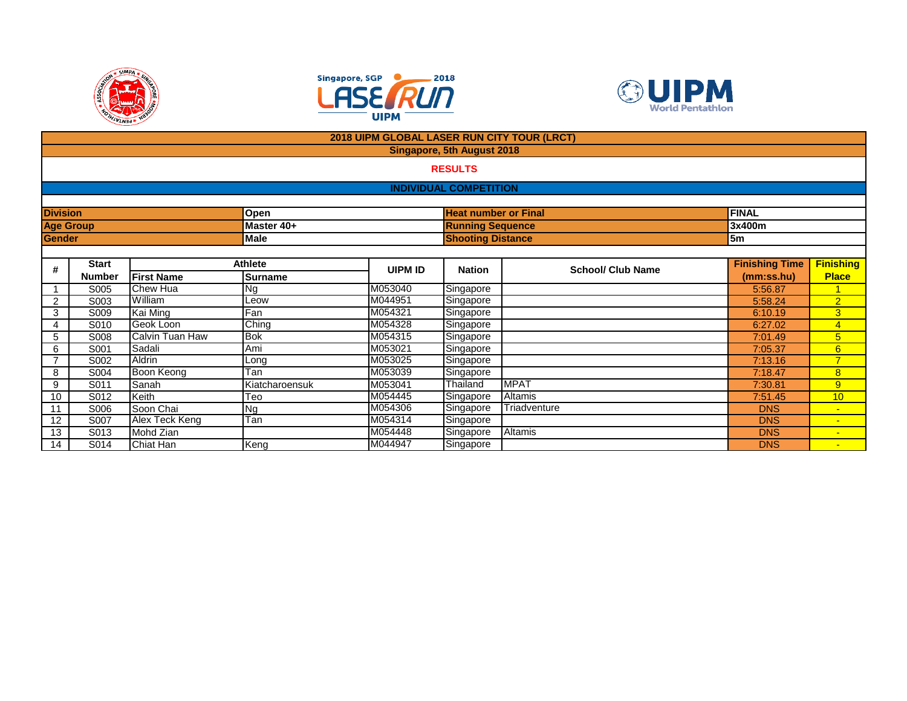## 2018 UIPM GLOBAL LASER RUN CITY TOUR (LRCT)

**Singapore, 5th August 2018**

**RESULTS**

**INDIVIDUAL COMPETITION**

| | | | |
|---|---|---|---|
| **Division** | **Open** | **Heat number or Final** | **FINAL** |
| **Age Group** | **Master 40+** | **Running Sequence** | **3x400m** |
| **Gender** | **Male** | **Shooting Distance** | **5m** |

| # | Start Number | Athlete | | UIPM ID | Nation | School/ Club Name | Finishing Time (mm:ss.hu) | Finishing Place |
|---|---|---|---|---|---|---|---|---|
| | | First Name | Surname | | | | | |
| 1 | S005 | Chew Hua | Ng | M053040 | Singapore | | 5:56.87 | 1 |
| 2 | S003 | William | Leow | M044951 | Singapore | | 5:58.24 | 2 |
| 3 | S009 | Kai Ming | Fan | M054321 | Singapore | | 6:10.19 | 3 |
| 4 | S010 | Geok Loon | Ching | M054328 | Singapore | | 6:27.02 | 4 |
| 5 | S008 | Calvin Tuan Haw | Bok | M054315 | Singapore | | 7:01.49 | 5 |
| 6 | S001 | Sadali | Ami | M053021 | Singapore | | 7:05.37 | 6 |
| 7 | S002 | Aldrin | Long | M053025 | Singapore | | 7:13.16 | 7 |
| 8 | S004 | Boon Keong | Tan | M053039 | Singapore | | 7:18.47 | 8 |
| 9 | S011 | Sanah | Kiatcharoensuk | M053041 | Thailand | MPAT | 7:30.81 | 9 |
| 10 | S012 | Keith | Teo | M054445 | Singapore | Altamis | 7:51.45 | 10 |
| 11 | S006 | Soon Chai | Ng | M054306 | Singapore | Triadventure | DNS | - |
| 12 | S007 | Alex Teck Keng | Tan | M054314 | Singapore | | DNS | - |
| 13 | S013 | Mohd Zian | | M054448 | Singapore | Altamis | DNS | - |
| 14 | S014 | Chiat Han | Keng | M044947 | Singapore | | DNS | - |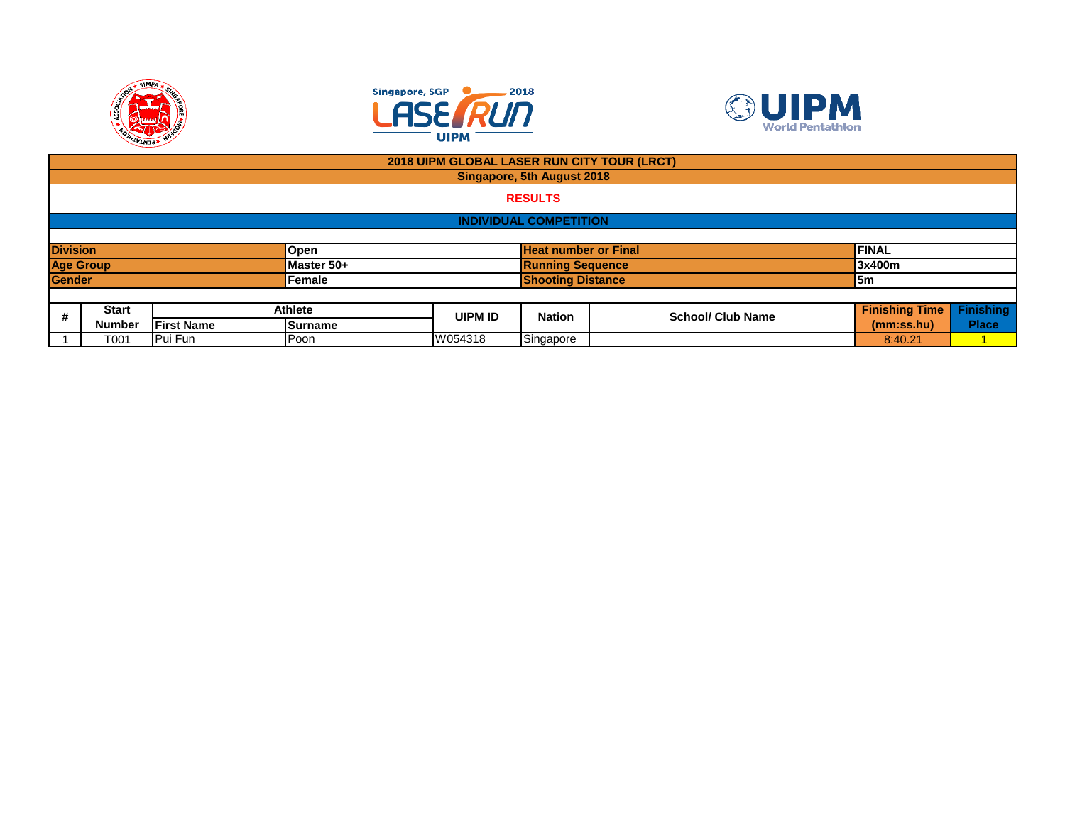**2018 UIPM GLOBAL LASER RUN CITY TOUR (LRCT)**

**Singapore, 5th August 2018**

**RESULTS**

**INDIVIDUAL COMPETITION**

| **Division** | Open | **Heat number or Final** | FINAL |
|---|---|---|---|
| **Age Group** | Master 50+ | **Running Sequence** | 3x400m |
| **Gender** | Female | **Shooting Distance** | 5m |

| # | Start Number | Athlete | | UIPM ID | Nation | School/ Club Name | Finishing Time (mm:ss.hu) | Finishing Place |
|---|---|---|---|---|---|---|---|---|
| | | First Name | Surname | | | | | |
| 1 | T001 | Pui Fun | Poon | W054318 | Singapore | | 8:40.21 | 1 |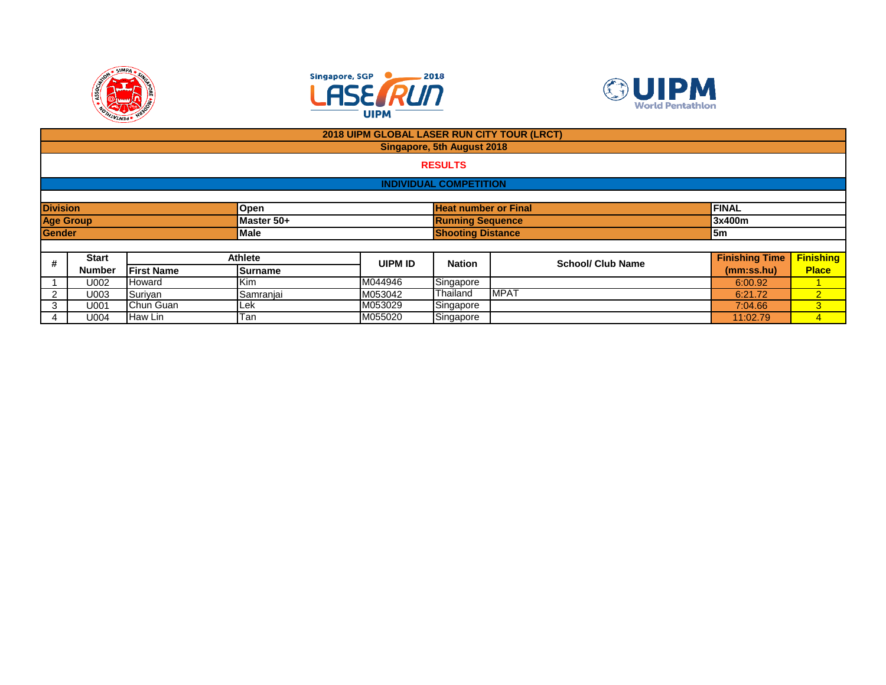# 2018 UIPM GLOBAL LASER RUN CITY TOUR (LRCT)

## Singapore, 5th August 2018

### RESULTS

### INDIVIDUAL COMPETITION

| | | | |
|---|---|---|---|
| **Division** | **Open** | **Heat number or Final** | **FINAL** |
| **Age Group** | **Master 50+** | **Running Sequence** | **3x400m** |
| **Gender** | **Male** | **Shooting Distance** | **5m** |

| # | Start Number | Athlete | | UIPM ID | Nation | School/ Club Name | Finishing Time (mm:ss.hu) | Finishing Place |
|---|---|---|---|---|---|---|---|---|
| | | **First Name** | **Surname** | | | | | |
| 1 | U002 | Howard | Kim | M044946 | Singapore | | 6:00.92 | 1 |
| 2 | U003 | Suriyan | Samranjai | M053042 | Thailand | MPAT | 6:21.72 | 2 |
| 3 | U001 | Chun Guan | Lek | M053029 | Singapore | | 7:04.66 | 3 |
| 4 | U004 | Haw Lin | Tan | M055020 | Singapore | | 11:02.79 | 4 |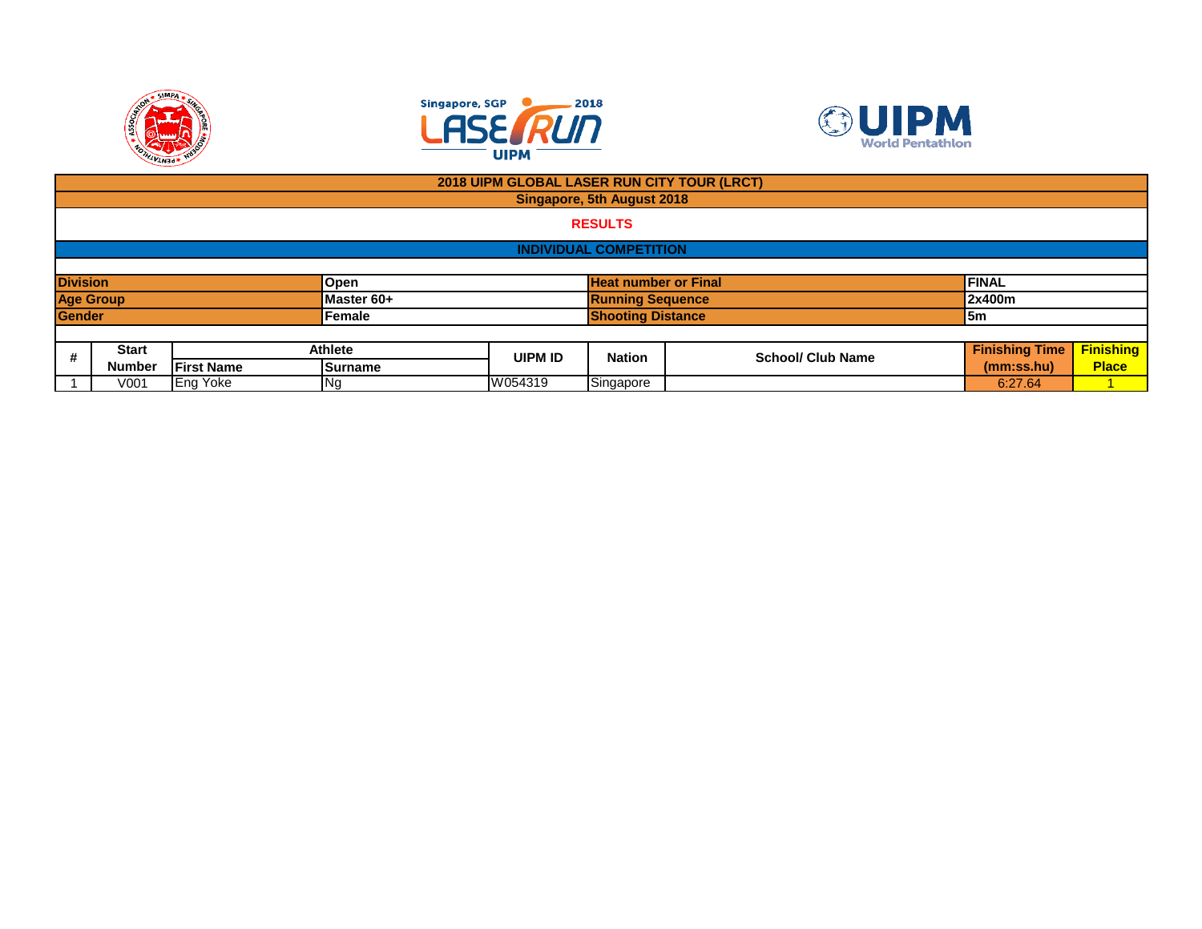# 2018 UIPM GLOBAL LASER RUN CITY TOUR (LRCT)

**Singapore, 5th August 2018**

**RESULTS**

**INDIVIDUAL COMPETITION**

| | | | |
|---|---|---|---|
| **Division** | **Open** | **Heat number or Final** | **FINAL** |
| **Age Group** | **Master 60+** | **Running Sequence** | **2x400m** |
| **Gender** | **Female** | **Shooting Distance** | **5m** |

| # | Start Number | Athlete | | UIPM ID | Nation | School/ Club Name | Finishing Time (mm:ss.hu) | Finishing Place |
|---|---|---|---|---|---|---|---|---|
| | | First Name | Surname | | | | | |
| 1 | V001 | Eng Yoke | Ng | W054319 | Singapore | | 6:27.64 | 1 |